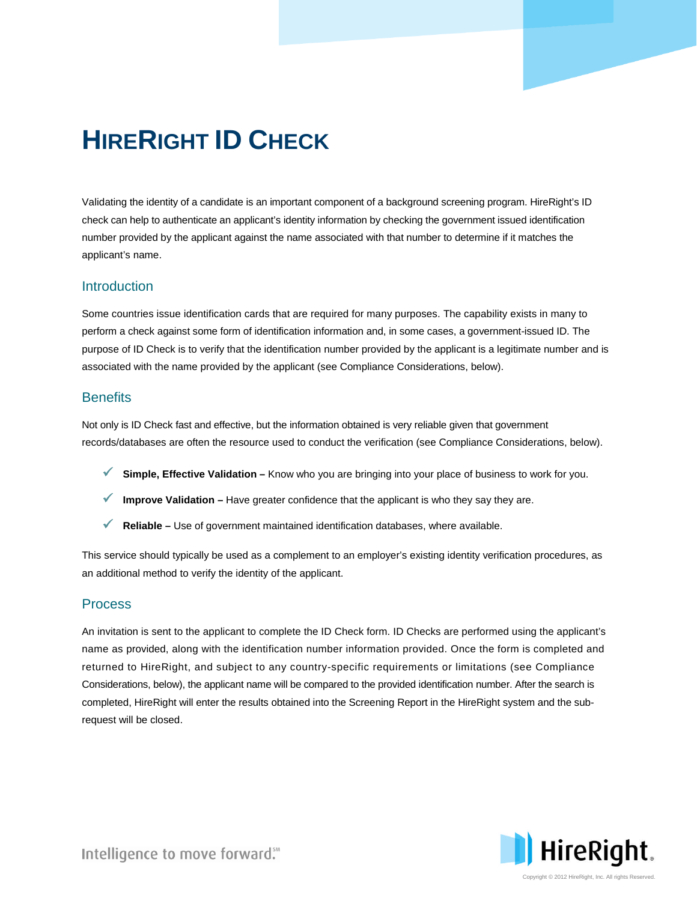# HireRight ID Check

Validating the identity of a candidate is an important component of a background screening program. HireRight's ID check can help to authenticate an applicant's identity information by checking the government issued identification number provided by the applicant against the name associated with that number to determine if it matches the applicant's name.

## Introduction

Some countries issue identification cards that are required for many purposes. The capability exists in many to perform a check against some form of identification information and, in some cases, a government-issued ID. The purpose of ID Check is to verify that the identification number provided by the applicant is a legitimate number and is associated with the name provided by the applicant (see Compliance Considerations, below).

## Benefits

Not only is ID Check fast and effective, but the information obtained is very reliable given that government records/databases are often the resource used to conduct the verification (see Compliance Considerations, below).

- ✓ **Simple, Effective Validation –** Know who you are bringing into your place of business to work for you.
- ✓ **Improve Validation –** Have greater confidence that the applicant is who they say they are.
- ✓ **Reliable –** Use of government maintained identification databases, where available.

This service should typically be used as a complement to an employer's existing identity verification procedures, as an additional method to verify the identity of the applicant.

## Process

An invitation is sent to the applicant to complete the ID Check form. ID Checks are performed using the applicant's name as provided, along with the identification number information provided. Once the form is completed and returned to HireRight, and subject to any country-specific requirements or limitations (see Compliance Considerations, below), the applicant name will be compared to the provided identification number. After the search is completed, HireRight will enter the results obtained into the Screening Report in the HireRight system and the sub-request will be closed.

Intelligence to move forward.℠

Copyright © 2012 HireRight, Inc. All rights Reserved.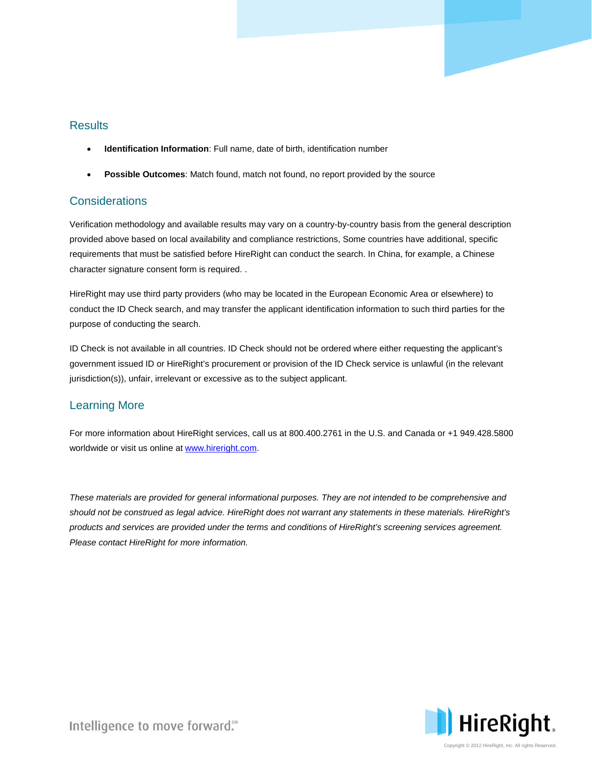## Results

- **Identification Information**: Full name, date of birth, identification number
- **Possible Outcomes**: Match found, match not found, no report provided by the source

## Considerations

Verification methodology and available results may vary on a country-by-country basis from the general description provided above based on local availability and compliance restrictions, Some countries have additional, specific requirements that must be satisfied before HireRight can conduct the search. In China, for example, a Chinese character signature consent form is required. .

HireRight may use third party providers (who may be located in the European Economic Area or elsewhere) to conduct the ID Check search, and may transfer the applicant identification information to such third parties for the purpose of conducting the search.

ID Check is not available in all countries. ID Check should not be ordered where either requesting the applicant's government issued ID or HireRight's procurement or provision of the ID Check service is unlawful (in the relevant jurisdiction(s)), unfair, irrelevant or excessive as to the subject applicant.

## Learning More

For more information about HireRight services, call us at 800.400.2761 in the U.S. and Canada or +1 949.428.5800 worldwide or visit us online at [www.hireright.com](http://www.hireright.com).

*These materials are provided for general informational purposes. They are not intended to be comprehensive and should not be construed as legal advice. HireRight does not warrant any statements in these materials. HireRight's products and services are provided under the terms and conditions of HireRight's screening services agreement. Please contact HireRight for more information.*

Intelligence to move forward.SM

HireRight

Copyright © 2012 HireRight, Inc. All rights Reserved.